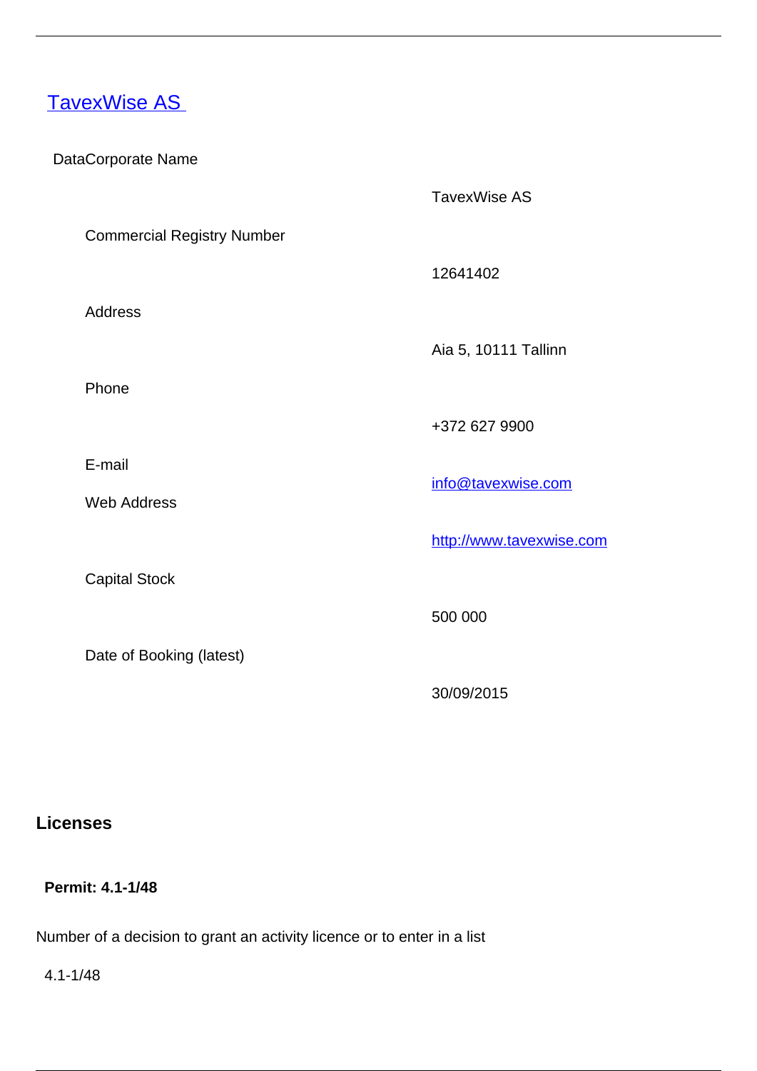# [TavexWise AS](http://www.tavexwise.com)

DataCorporate Name

| | |
|---|---|
| | TavexWise AS |
| Commercial Registry Number | 12641402 |
| Address | Aia 5, 10111 Tallinn |
| Phone | +372 627 9900 |
| E-mail | info@tavexwise.com |
| Web Address | http://www.tavexwise.com |
| Capital Stock | 500 000 |
| Date of Booking (latest) | 30/09/2015 |

## Licenses

**Permit: 4.1-1/48**

Number of a decision to grant an activity licence or to enter in a list

4.1-1/48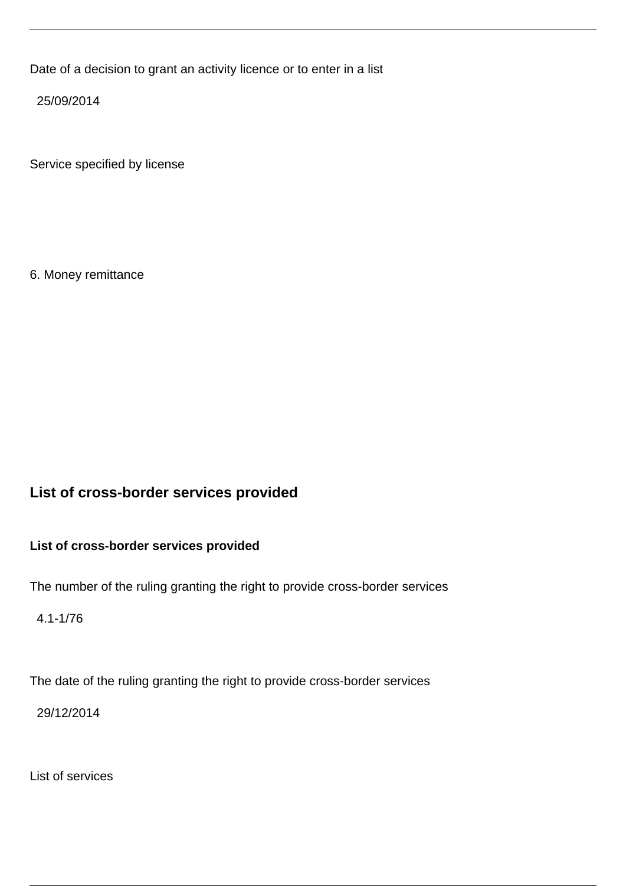Date of a decision to grant an activity licence or to enter in a list

25/09/2014

Service specified by license

6. Money remittance

## List of cross-border services provided

**List of cross-border services provided**

The number of the ruling granting the right to provide cross-border services

4.1-1/76

The date of the ruling granting the right to provide cross-border services

29/12/2014

List of services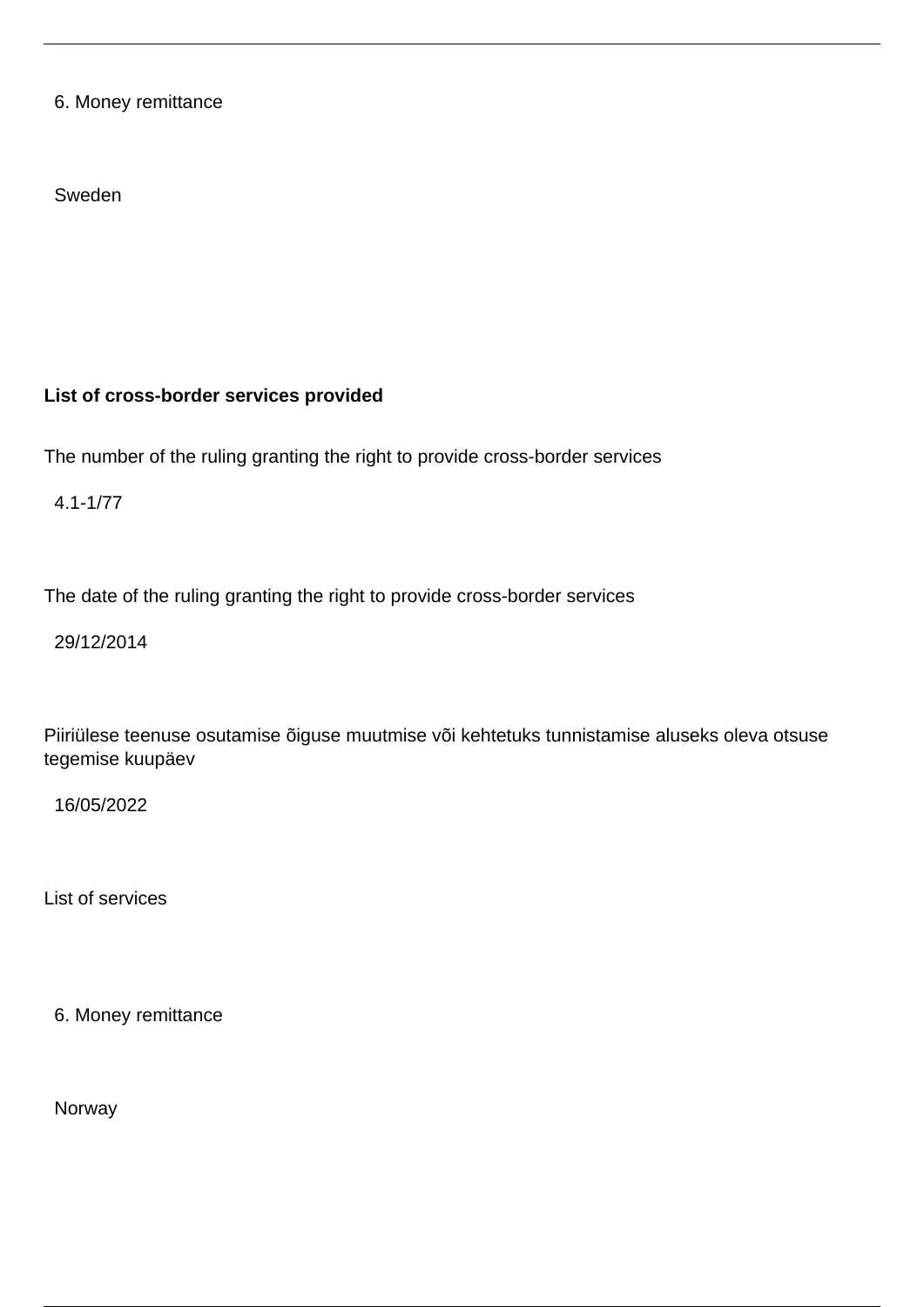6. Money remittance

Sweden

**List of cross-border services provided**

The number of the ruling granting the right to provide cross-border services

4.1-1/77

The date of the ruling granting the right to provide cross-border services

29/12/2014

Piiriülese teenuse osutamise õiguse muutmise või kehtetuks tunnistamise aluseks oleva otsuse tegemise kuupäev

16/05/2022

List of services

6. Money remittance

Norway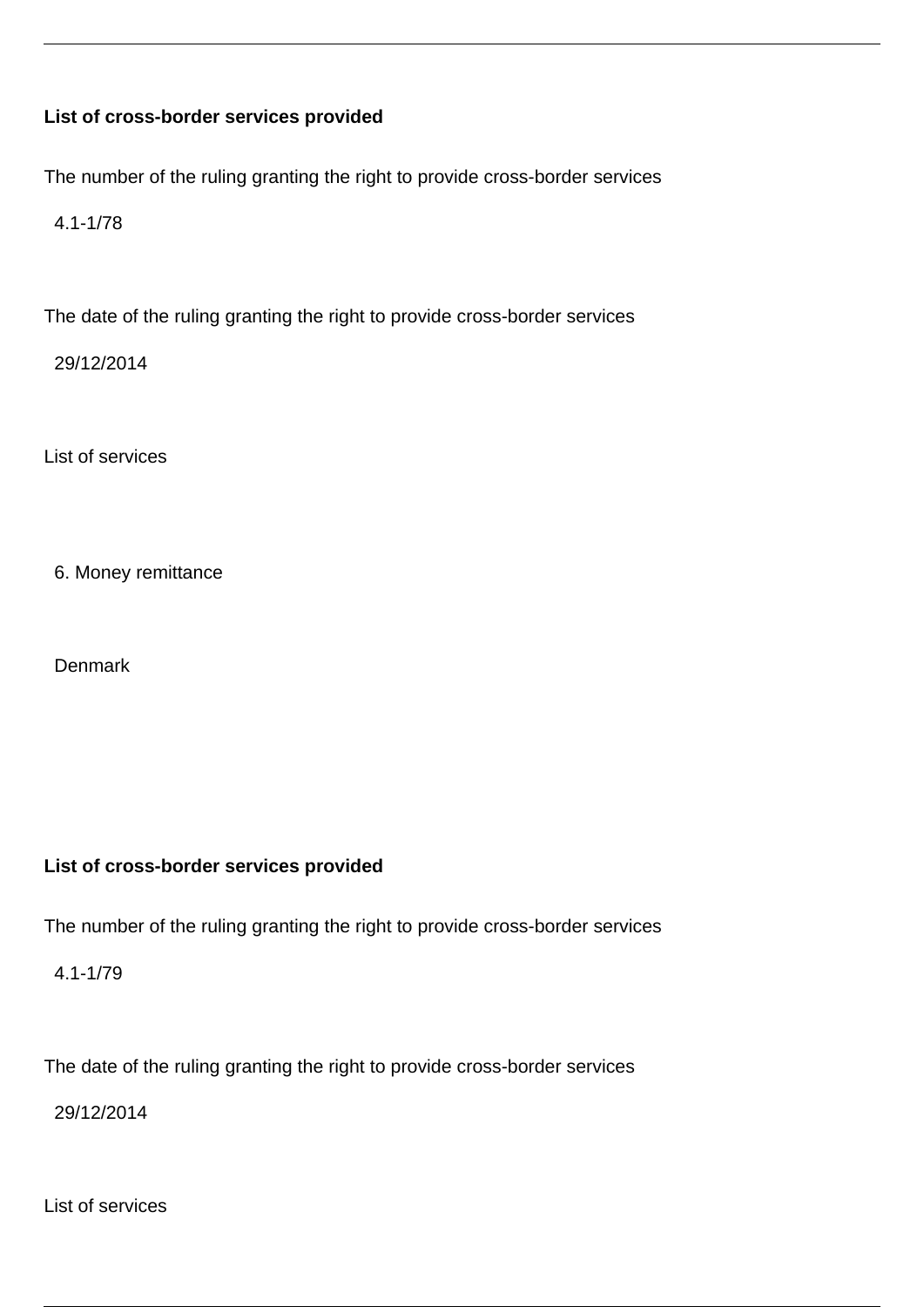**List of cross-border services provided**

The number of the ruling granting the right to provide cross-border services

4.1-1/78

The date of the ruling granting the right to provide cross-border services

29/12/2014

List of services

6. Money remittance

Denmark

**List of cross-border services provided**

The number of the ruling granting the right to provide cross-border services

4.1-1/79

The date of the ruling granting the right to provide cross-border services

29/12/2014

List of services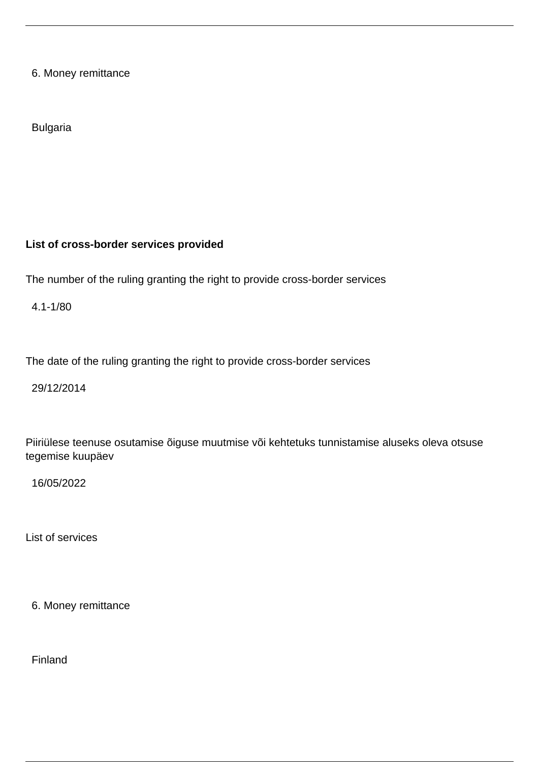6. Money remittance

Bulgaria

**List of cross-border services provided**

The number of the ruling granting the right to provide cross-border services

4.1-1/80

The date of the ruling granting the right to provide cross-border services

29/12/2014

Piiriülese teenuse osutamise õiguse muutmise või kehtetuks tunnistamise aluseks oleva otsuse tegemise kuupäev

16/05/2022

List of services

6. Money remittance

Finland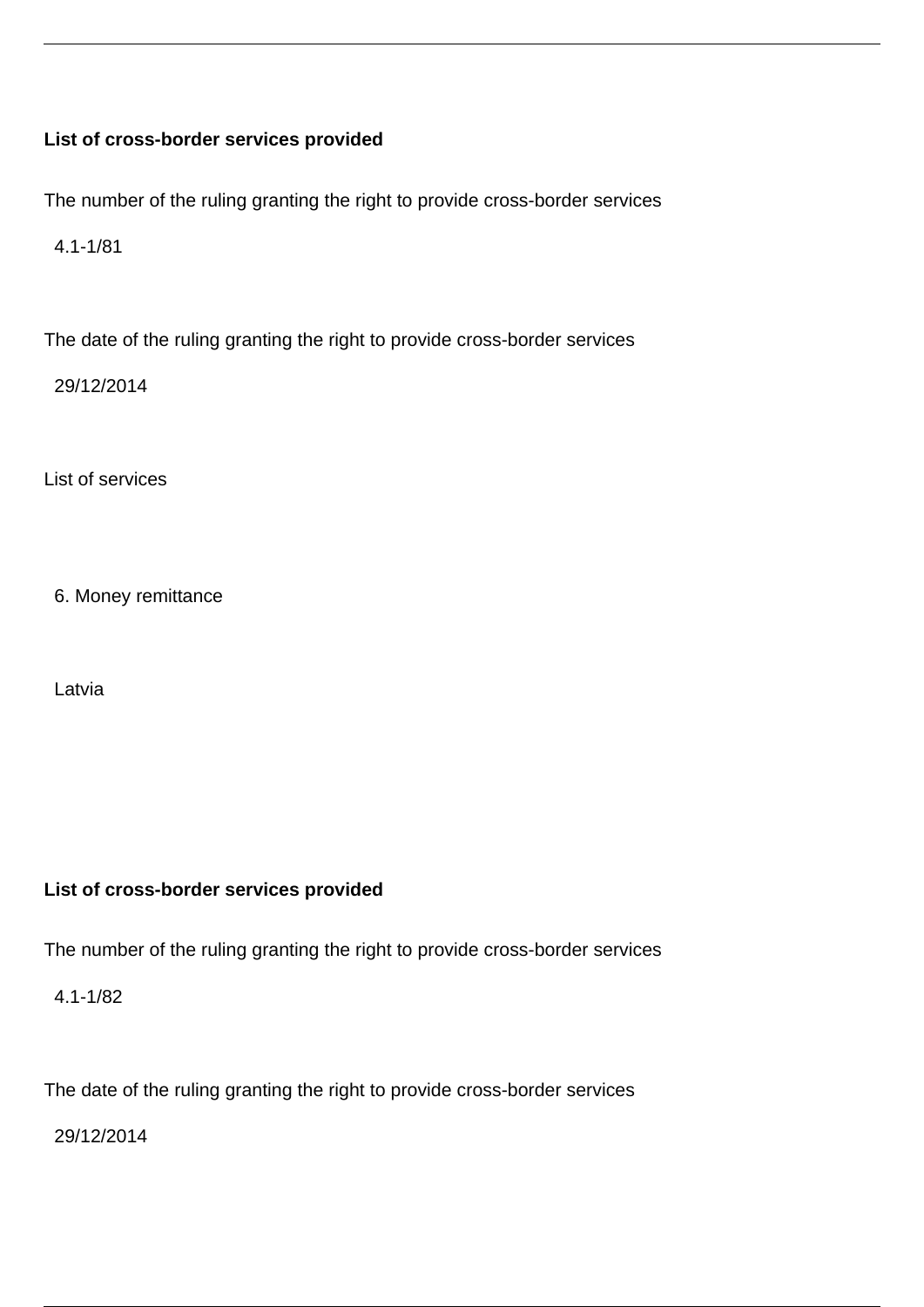**List of cross-border services provided**

The number of the ruling granting the right to provide cross-border services

4.1-1/81

The date of the ruling granting the right to provide cross-border services

29/12/2014

List of services

6. Money remittance

Latvia

**List of cross-border services provided**

The number of the ruling granting the right to provide cross-border services

4.1-1/82

The date of the ruling granting the right to provide cross-border services

29/12/2014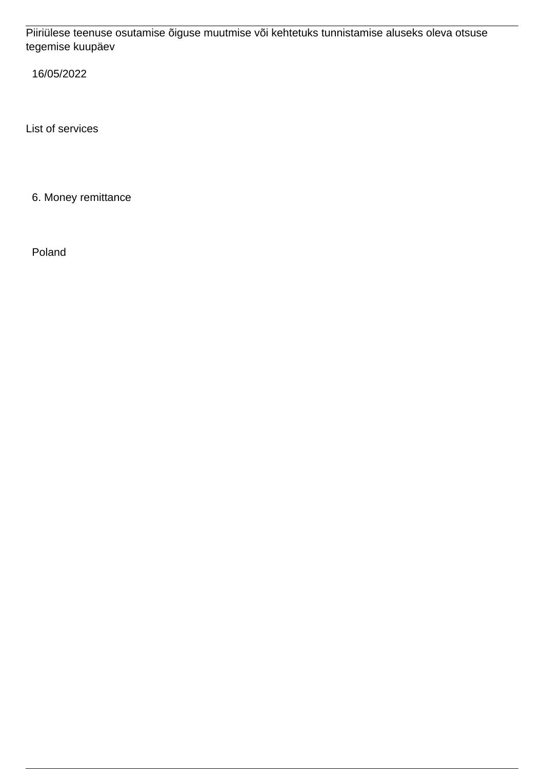Piiriülese teenuse osutamise õiguse muutmise või kehtetuks tunnistamise aluseks oleva otsuse tegemise kuupäev

16/05/2022

List of services

6. Money remittance

Poland